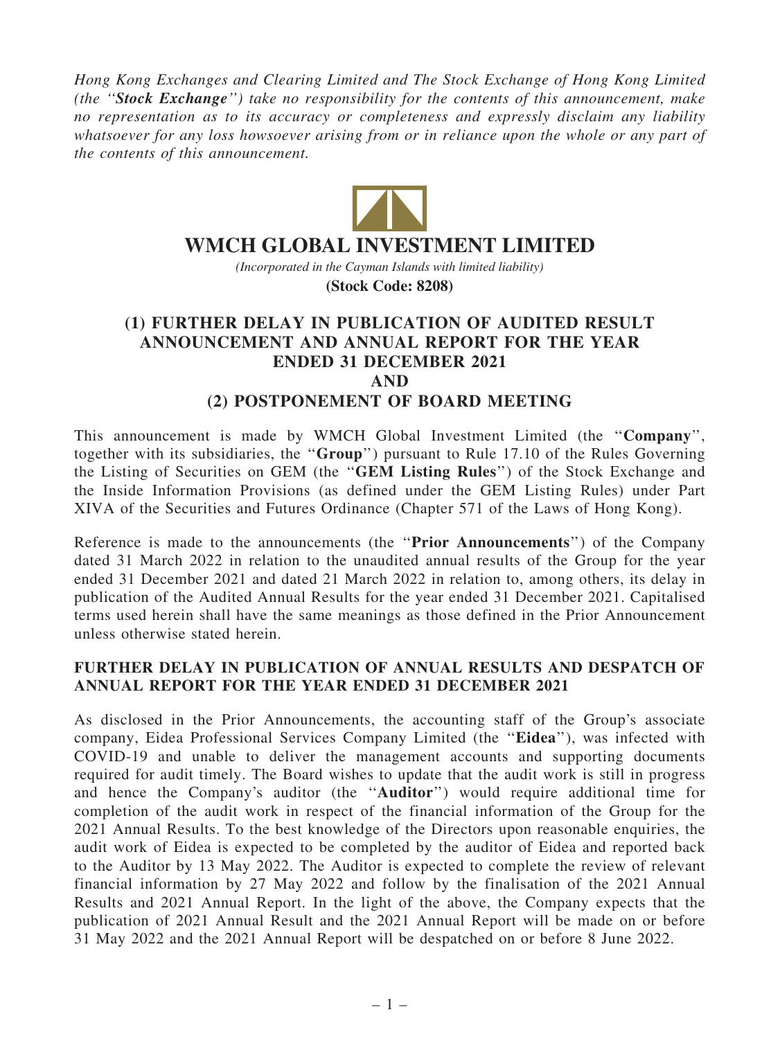*Hong Kong Exchanges and Clearing Limited and The Stock Exchange of Hong Kong Limited (the "**Stock Exchange**") take no responsibility for the contents of this announcement, make no representation as to its accuracy or completeness and expressly disclaim any liability whatsoever for any loss howsoever arising from or in reliance upon the whole or any part of the contents of this announcement.*

# WMCH GLOBAL INVESTMENT LIMITED

*(Incorporated in the Cayman Islands with limited liability)*

**(Stock Code: 8208)**

## (1) FURTHER DELAY IN PUBLICATION OF AUDITED RESULT ANNOUNCEMENT AND ANNUAL REPORT FOR THE YEAR ENDED 31 DECEMBER 2021 AND (2) POSTPONEMENT OF BOARD MEETING

This announcement is made by WMCH Global Investment Limited (the "**Company**", together with its subsidiaries, the "**Group**") pursuant to Rule 17.10 of the Rules Governing the Listing of Securities on GEM (the "**GEM Listing Rules**") of the Stock Exchange and the Inside Information Provisions (as defined under the GEM Listing Rules) under Part XIVA of the Securities and Futures Ordinance (Chapter 571 of the Laws of Hong Kong).

Reference is made to the announcements (the "**Prior Announcements**") of the Company dated 31 March 2022 in relation to the unaudited annual results of the Group for the year ended 31 December 2021 and dated 21 March 2022 in relation to, among others, its delay in publication of the Audited Annual Results for the year ended 31 December 2021. Capitalised terms used herein shall have the same meanings as those defined in the Prior Announcement unless otherwise stated herein.

### FURTHER DELAY IN PUBLICATION OF ANNUAL RESULTS AND DESPATCH OF ANNUAL REPORT FOR THE YEAR ENDED 31 DECEMBER 2021

As disclosed in the Prior Announcements, the accounting staff of the Group's associate company, Eidea Professional Services Company Limited (the "**Eidea**"), was infected with COVID-19 and unable to deliver the management accounts and supporting documents required for audit timely. The Board wishes to update that the audit work is still in progress and hence the Company's auditor (the "**Auditor**") would require additional time for completion of the audit work in respect of the financial information of the Group for the 2021 Annual Results. To the best knowledge of the Directors upon reasonable enquiries, the audit work of Eidea is expected to be completed by the auditor of Eidea and reported back to the Auditor by 13 May 2022. The Auditor is expected to complete the review of relevant financial information by 27 May 2022 and follow by the finalisation of the 2021 Annual Results and 2021 Annual Report. In the light of the above, the Company expects that the publication of 2021 Annual Result and the 2021 Annual Report will be made on or before 31 May 2022 and the 2021 Annual Report will be despatched on or before 8 June 2022.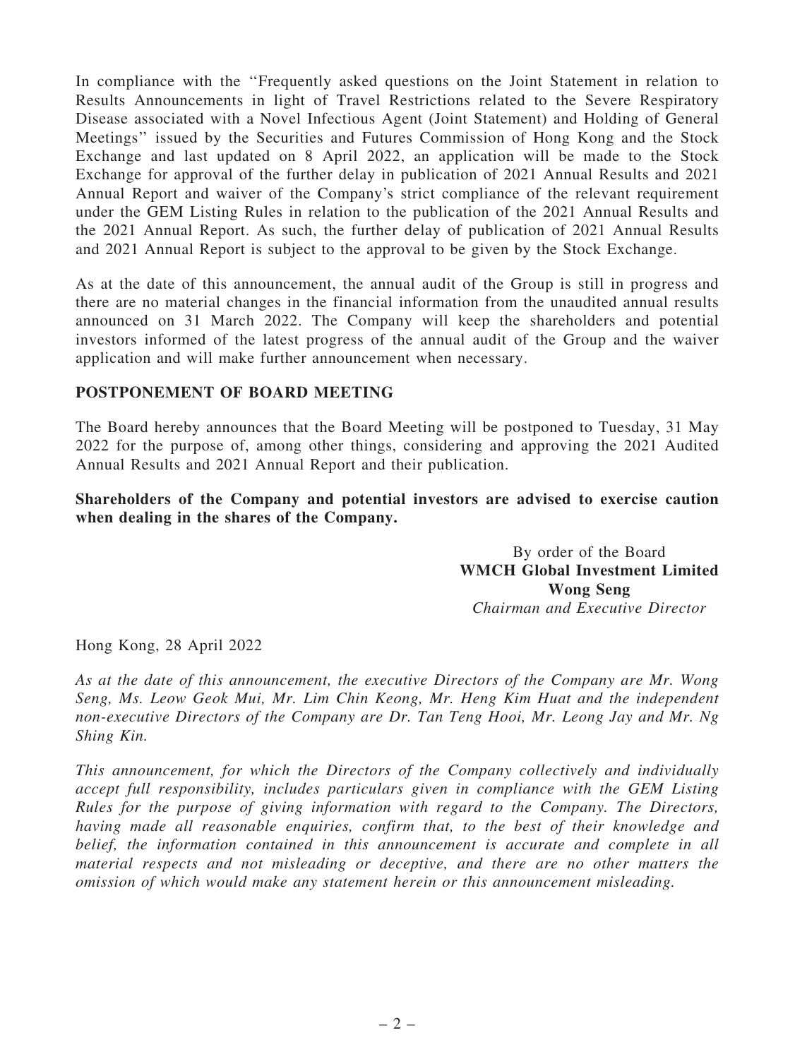In compliance with the "Frequently asked questions on the Joint Statement in relation to Results Announcements in light of Travel Restrictions related to the Severe Respiratory Disease associated with a Novel Infectious Agent (Joint Statement) and Holding of General Meetings" issued by the Securities and Futures Commission of Hong Kong and the Stock Exchange and last updated on 8 April 2022, an application will be made to the Stock Exchange for approval of the further delay in publication of 2021 Annual Results and 2021 Annual Report and waiver of the Company's strict compliance of the relevant requirement under the GEM Listing Rules in relation to the publication of the 2021 Annual Results and the 2021 Annual Report. As such, the further delay of publication of 2021 Annual Results and 2021 Annual Report is subject to the approval to be given by the Stock Exchange.

As at the date of this announcement, the annual audit of the Group is still in progress and there are no material changes in the financial information from the unaudited annual results announced on 31 March 2022. The Company will keep the shareholders and potential investors informed of the latest progress of the annual audit of the Group and the waiver application and will make further announcement when necessary.

**POSTPONEMENT OF BOARD MEETING**

The Board hereby announces that the Board Meeting will be postponed to Tuesday, 31 May 2022 for the purpose of, among other things, considering and approving the 2021 Audited Annual Results and 2021 Annual Report and their publication.

**Shareholders of the Company and potential investors are advised to exercise caution when dealing in the shares of the Company.**

By order of the Board
**WMCH Global Investment Limited**
**Wong Seng**
*Chairman and Executive Director*

Hong Kong, 28 April 2022

*As at the date of this announcement, the executive Directors of the Company are Mr. Wong Seng, Ms. Leow Geok Mui, Mr. Lim Chin Keong, Mr. Heng Kim Huat and the independent non-executive Directors of the Company are Dr. Tan Teng Hooi, Mr. Leong Jay and Mr. Ng Shing Kin.*

*This announcement, for which the Directors of the Company collectively and individually accept full responsibility, includes particulars given in compliance with the GEM Listing Rules for the purpose of giving information with regard to the Company. The Directors, having made all reasonable enquiries, confirm that, to the best of their knowledge and belief, the information contained in this announcement is accurate and complete in all material respects and not misleading or deceptive, and there are no other matters the omission of which would make any statement herein or this announcement misleading.*